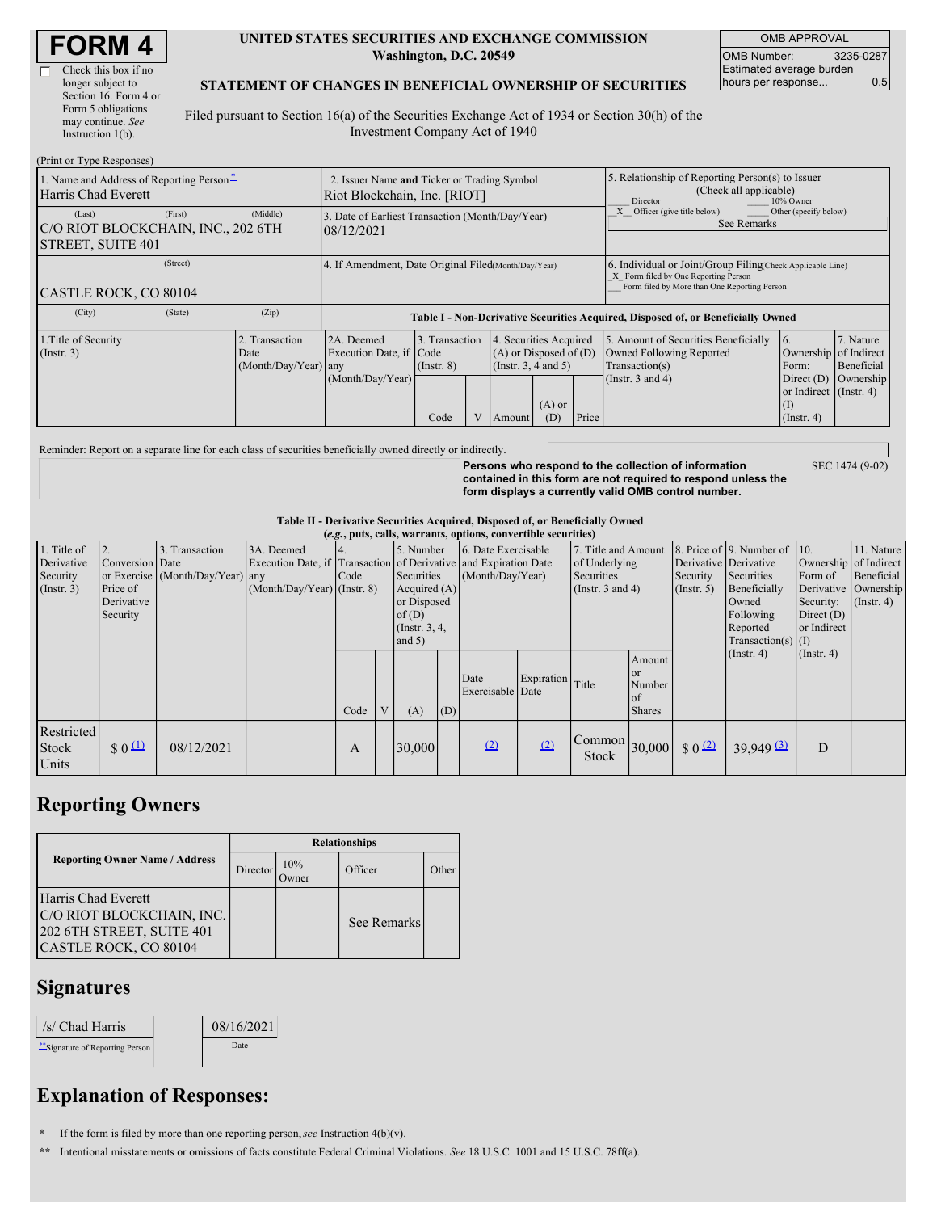# FORM 4

☐ Check this box if no longer subject to Section 16. Form 4 or Form 5 obligations may continue. *See* Instruction 1(b).

**UNITED STATES SECURITIES AND EXCHANGE COMMISSION**
**Washington, D.C. 20549**

**STATEMENT OF CHANGES IN BENEFICIAL OWNERSHIP OF SECURITIES**

Filed pursuant to Section 16(a) of the Securities Exchange Act of 1934 or Section 30(h) of the Investment Company Act of 1940

| OMB APPROVAL | |
|---|---|
| OMB Number: | 3235-0287 |
| Estimated average burden hours per response... | 0.5 |

(Print or Type Responses)

| 1. Name and Address of Reporting Person* | 2. Issuer Name and Ticker or Trading Symbol | 5. Relationship of Reporting Person(s) to Issuer (Check all applicable) |
|---|---|---|
| Harris Chad Everett | Riot Blockchain, Inc. [RIOT] | ___ Director ___ 10% Owner<br>_X_ Officer (give title below) ___ Other (specify below)<br>See Remarks |
| (Last) (First) (Middle)<br>C/O RIOT BLOCKCHAIN, INC., 202 6TH STREET, SUITE 401 | 3. Date of Earliest Transaction (Month/Day/Year)<br>08/12/2021 | |
| (Street)<br>CASTLE ROCK, CO 80104 | 4. If Amendment, Date Original Filed (Month/Day/Year) | 6. Individual or Joint/Group Filing (Check Applicable Line)<br>_X_ Form filed by One Reporting Person<br>___ Form filed by More than One Reporting Person |
| (City) (State) (Zip) | | |

**Table I - Non-Derivative Securities Acquired, Disposed of, or Beneficially Owned**

| 1.Title of Security (Instr. 3) | 2. Transaction Date (Month/Day/Year) | 2A. Deemed Execution Date, if any (Month/Day/Year) | 3. Transaction Code (Instr. 8) | | 4. Securities Acquired (A) or Disposed of (D) (Instr. 3, 4 and 5) | | | 5. Amount of Securities Beneficially Owned Following Reported Transaction(s) (Instr. 3 and 4) | 6. Ownership Form: Direct (D) or Indirect (I) (Instr. 4) | 7. Nature of Indirect Beneficial Ownership (Instr. 4) |
|---|---|---|---|---|---|---|---|---|---|---|
| | | | Code | V | Amount | (A) or (D) | Price | | | |

Reminder: Report on a separate line for each class of securities beneficially owned directly or indirectly.

**Persons who respond to the collection of information contained in this form are not required to respond unless the form displays a currently valid OMB control number.** SEC 1474 (9-02)

**Table II - Derivative Securities Acquired, Disposed of, or Beneficially Owned**
**(*e.g.*, puts, calls, warrants, options, convertible securities)**

| 1. Title of Derivative Security (Instr. 3) | 2. Conversion or Exercise Price of Derivative Security | 3. Transaction Date (Month/Day/Year) | 3A. Deemed Execution Date, if any (Month/Day/Year) | 4. Transaction Code (Instr. 8) | | 5. Number of Derivative Securities Acquired (A) or Disposed of (D) (Instr. 3, 4, and 5) | | 6. Date Exercisable and Expiration Date (Month/Day/Year) | | 7. Title and Amount of Underlying Securities (Instr. 3 and 4) | | 8. Price of Derivative Security (Instr. 5) | 9. Number of Derivative Securities Beneficially Owned Following Reported Transaction(s) (Instr. 4) | 10. Ownership Form of Derivative Security: Direct (D) or Indirect (I) (Instr. 4) | 11. Nature of Indirect Beneficial Ownership (Instr. 4) |
|---|---|---|---|---|---|---|---|---|---|---|---|---|---|---|---|
| | | | | Code | V | (A) | (D) | Date Exercisable | Expiration Date | Title | Amount or Number of Shares | | | | |
| Restricted Stock Units | $ 0 [(1)] | 08/12/2021 | | A | | 30,000 | | [(2)] | [(2)] | Common Stock | 30,000 | $ 0 [(2)] | 39,949 [(3)] | D | |

## Reporting Owners

| Reporting Owner Name / Address | Relationships | | | |
|---|---|---|---|---|
| | Director | 10% Owner | Officer | Other |
| Harris Chad Everett<br>C/O RIOT BLOCKCHAIN, INC.<br>202 6TH STREET, SUITE 401<br>CASTLE ROCK, CO 80104 | | | See Remarks | |

## Signatures

| /s/ Chad Harris | 08/16/2021 |
|---|---|
| **Signature of Reporting Person | Date |

## Explanation of Responses:

\* If the form is filed by more than one reporting person, *see* Instruction 4(b)(v).

\*\* Intentional misstatements or omissions of facts constitute Federal Criminal Violations. *See* 18 U.S.C. 1001 and 15 U.S.C. 78ff(a).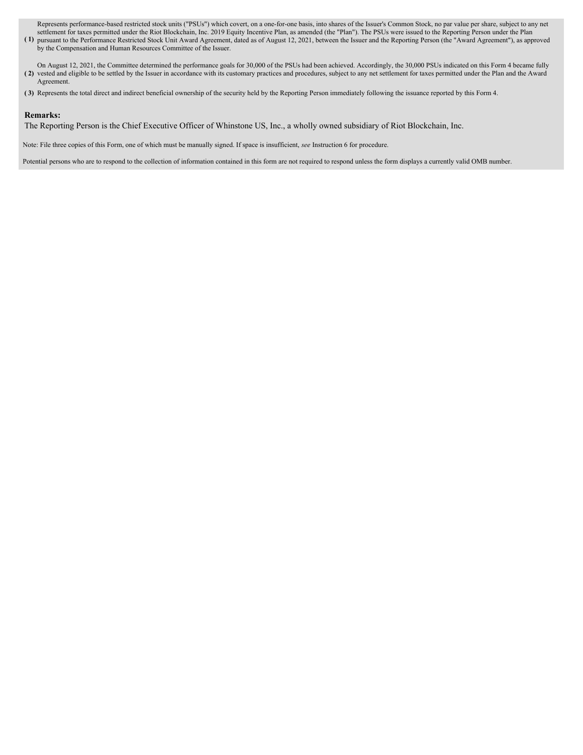( 1) Represents performance-based restricted stock units ("PSUs") which covert, on a one-for-one basis, into shares of the Issuer's Common Stock, no par value per share, subject to any net settlement for taxes permitted under the Riot Blockchain, Inc. 2019 Equity Incentive Plan, as amended (the "Plan"). The PSUs were issued to the Reporting Person under the Plan pursuant to the Performance Restricted Stock Unit Award Agreement, dated as of August 12, 2021, between the Issuer and the Reporting Person (the "Award Agreement"), as approved by the Compensation and Human Resources Committee of the Issuer.

( 2) On August 12, 2021, the Committee determined the performance goals for 30,000 of the PSUs had been achieved. Accordingly, the 30,000 PSUs indicated on this Form 4 became fully vested and eligible to be settled by the Issuer in accordance with its customary practices and procedures, subject to any net settlement for taxes permitted under the Plan and the Award Agreement.

( 3) Represents the total direct and indirect beneficial ownership of the security held by the Reporting Person immediately following the issuance reported by this Form 4.

**Remarks:**

The Reporting Person is the Chief Executive Officer of Whinstone US, Inc., a wholly owned subsidiary of Riot Blockchain, Inc.

Note: File three copies of this Form, one of which must be manually signed. If space is insufficient, *see* Instruction 6 for procedure.

Potential persons who are to respond to the collection of information contained in this form are not required to respond unless the form displays a currently valid OMB number.